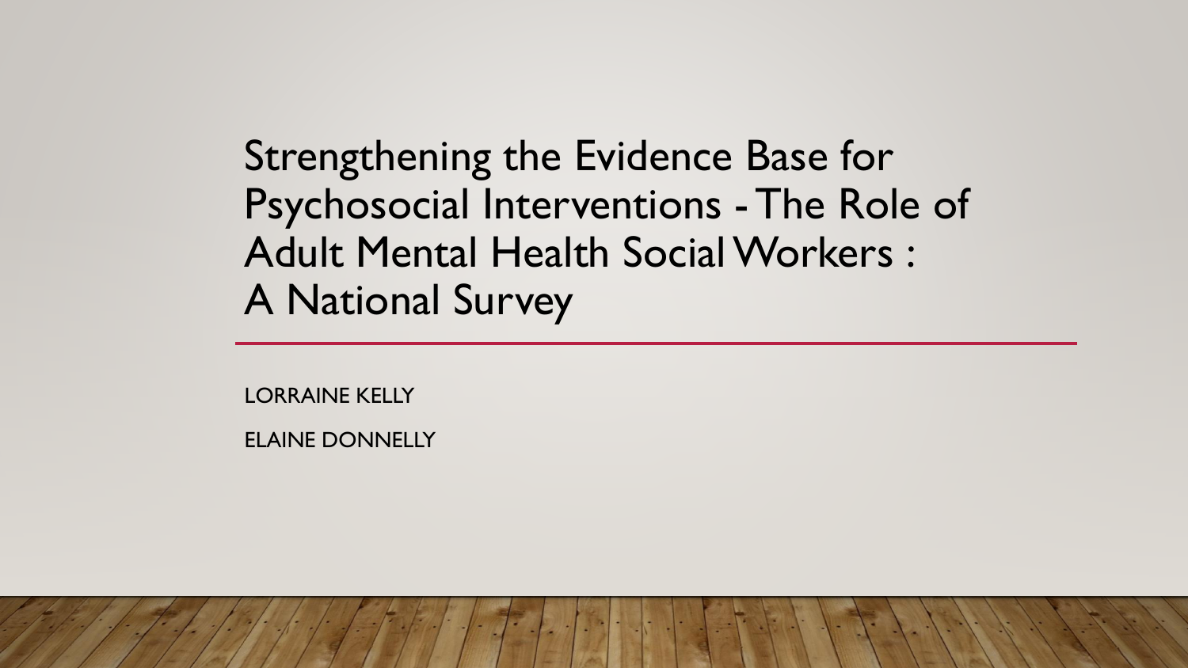# Strengthening the Evidence Base for Psychosocial Interventions - The Role of Adult Mental Health Social Workers : A National Survey

LORRAINE KELLY

ELAINE DONNELLY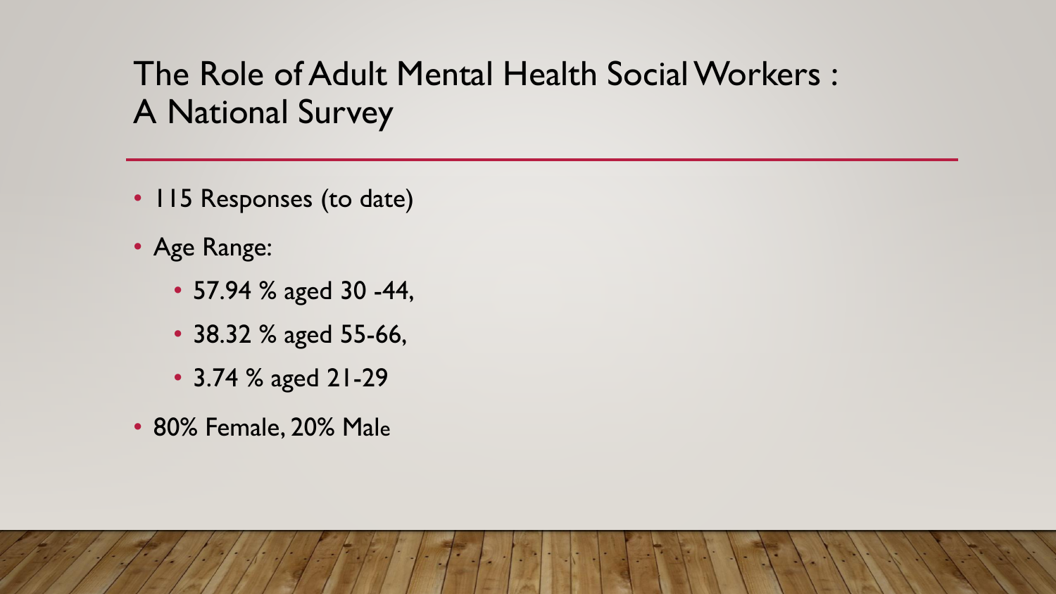# The Role of Adult Mental Health Social Workers : A National Survey

- 115 Responses (to date)
- Age Range:
  - 57.94 % aged 30 -44,
  - 38.32 % aged 55-66,
  - 3.74 % aged 21-29
- 80% Female, 20% Male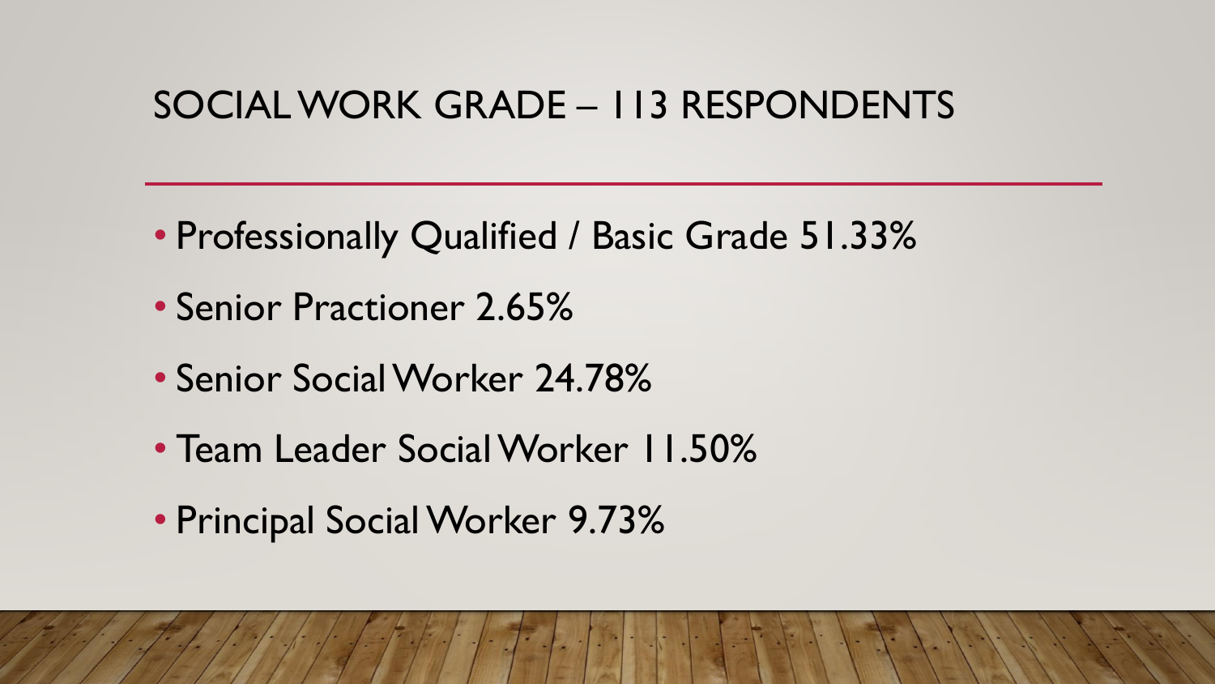# SOCIAL WORK GRADE – 113 RESPONDENTS

- Professionally Qualified / Basic Grade 51.33%
- Senior Practioner 2.65%
- Senior Social Worker 24.78%
- Team Leader Social Worker 11.50%
- Principal Social Worker 9.73%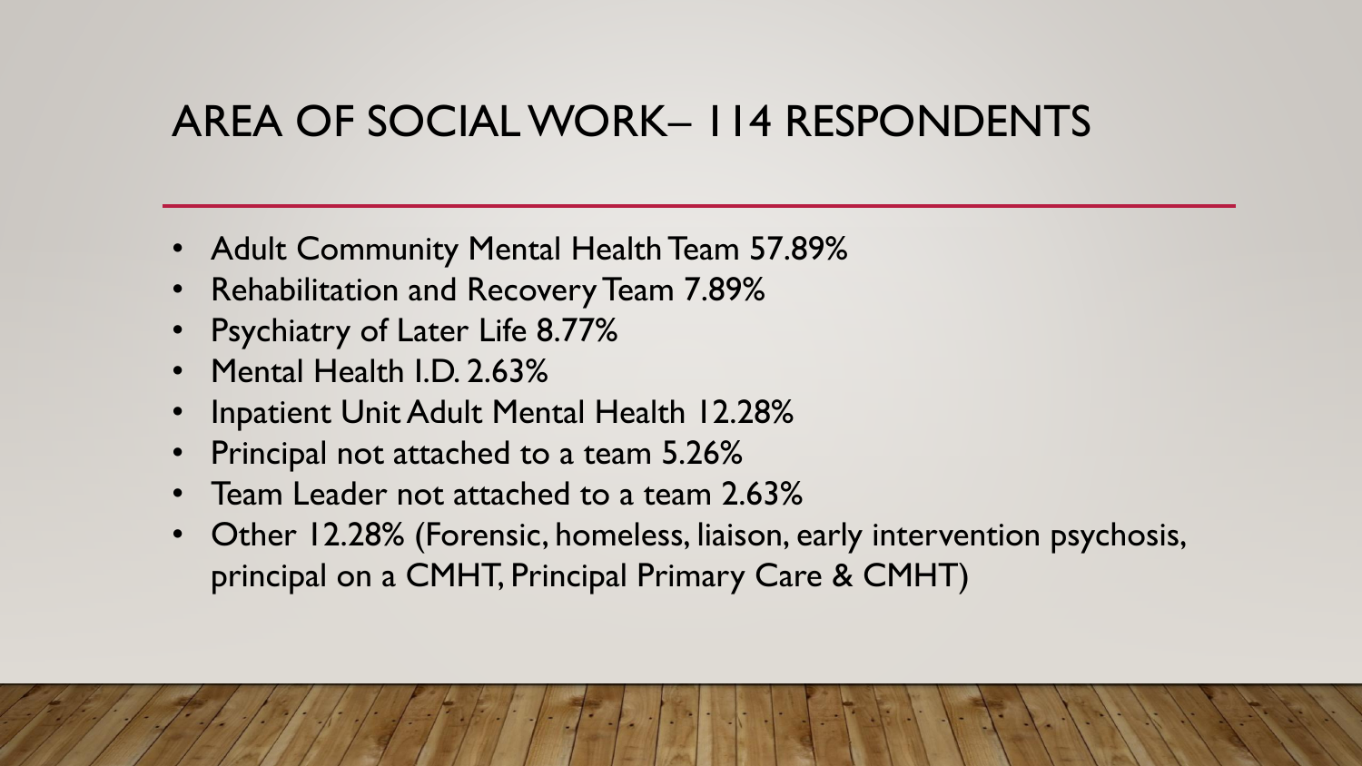# AREA OF SOCIAL WORK– 114 RESPONDENTS

- Adult Community Mental Health Team 57.89%
- Rehabilitation and Recovery Team 7.89%
- Psychiatry of Later Life 8.77%
- Mental Health I.D. 2.63%
- Inpatient Unit Adult Mental Health 12.28%
- Principal not attached to a team 5.26%
- Team Leader not attached to a team 2.63%
- Other 12.28% (Forensic, homeless, liaison, early intervention psychosis, principal on a CMHT, Principal Primary Care & CMHT)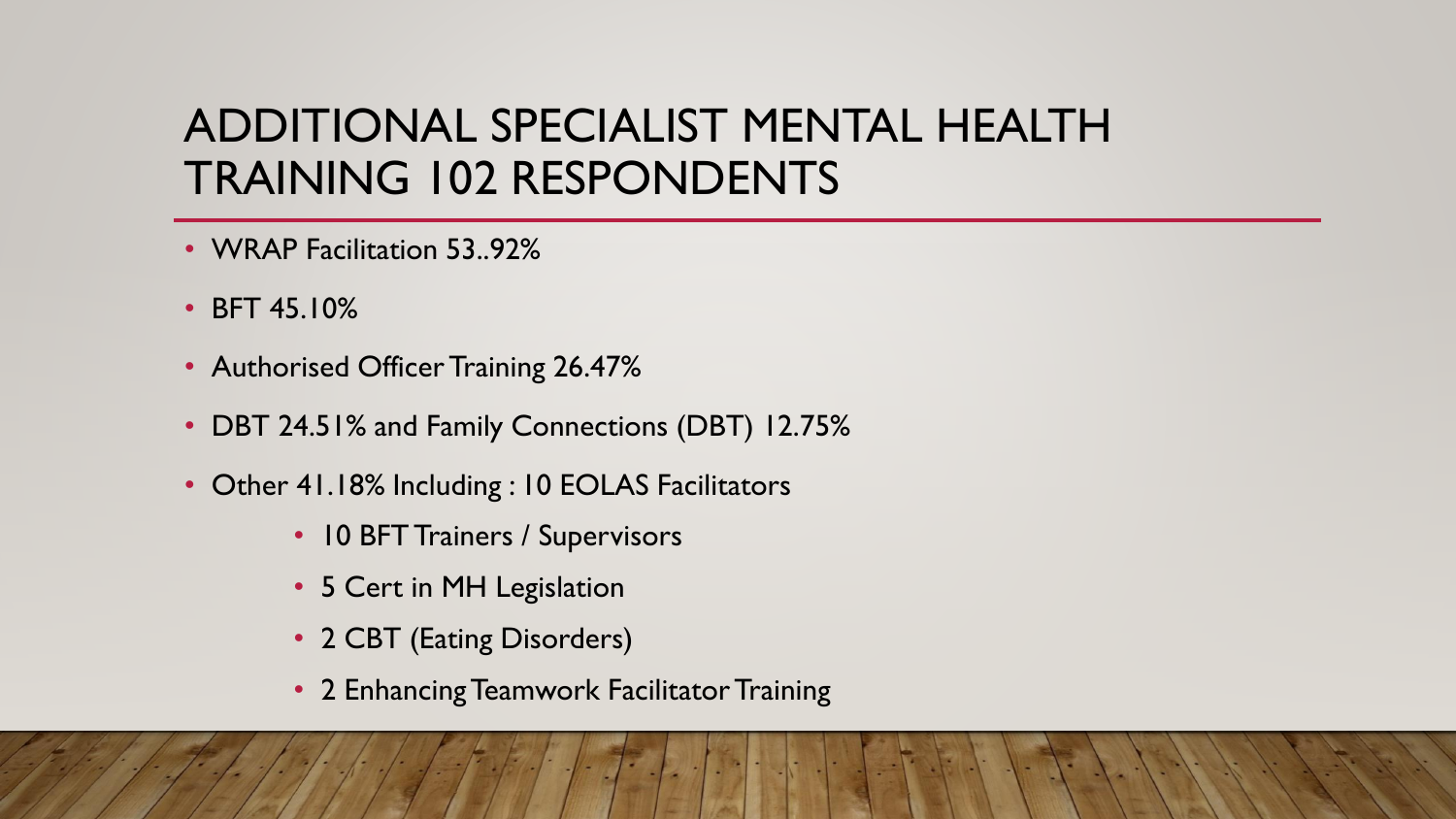# ADDITIONAL SPECIALIST MENTAL HEALTH TRAINING 102 RESPONDENTS

- WRAP Facilitation 53..92%
- BFT 45.10%
- Authorised Officer Training 26.47%
- DBT 24.51% and Family Connections (DBT) 12.75%
- Other 41.18% Including : 10 EOLAS Facilitators
    - 10 BFT Trainers / Supervisors
    - 5 Cert in MH Legislation
    - 2 CBT (Eating Disorders)
    - 2 Enhancing Teamwork Facilitator Training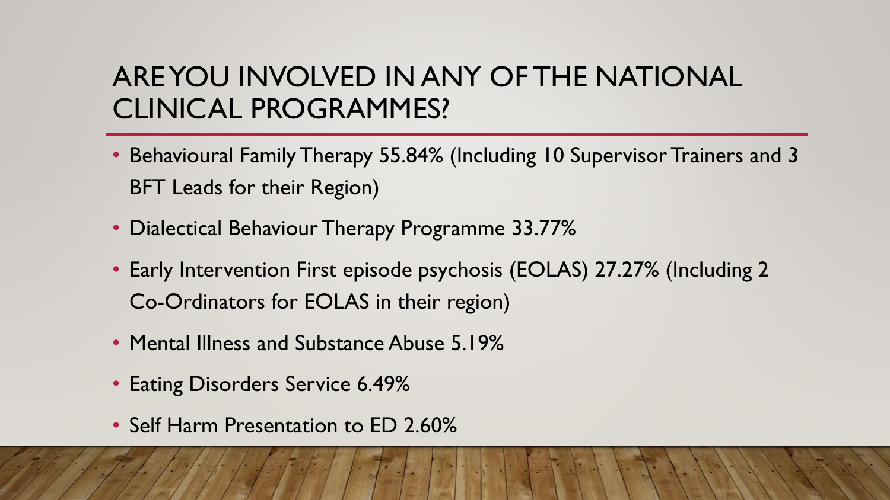# ARE YOU INVOLVED IN ANY OF THE NATIONAL CLINICAL PROGRAMMES?

- Behavioural Family Therapy 55.84% (Including 10 Supervisor Trainers and 3 BFT Leads for their Region)
- Dialectical Behaviour Therapy Programme 33.77%
- Early Intervention First episode psychosis (EOLAS) 27.27% (Including 2 Co-Ordinators for EOLAS in their region)
- Mental Illness and Substance Abuse 5.19%
- Eating Disorders Service 6.49%
- Self Harm Presentation to ED 2.60%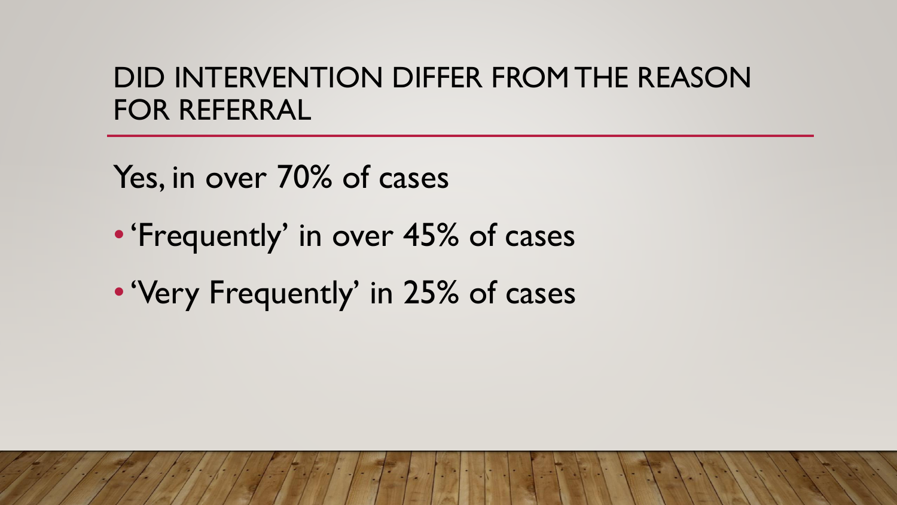## DID INTERVENTION DIFFER FROM THE REASON FOR REFERRAL

Yes, in over 70% of cases

- 'Frequently' in over 45% of cases
- 'Very Frequently' in 25% of cases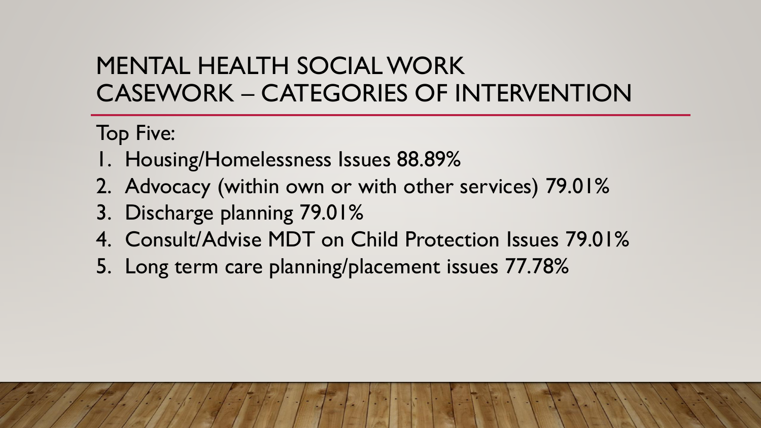# MENTAL HEALTH SOCIAL WORK CASEWORK – CATEGORIES OF INTERVENTION

Top Five:

1. Housing/Homelessness Issues 88.89%
2. Advocacy (within own or with other services) 79.01%
3. Discharge planning 79.01%
4. Consult/Advise MDT on Child Protection Issues 79.01%
5. Long term care planning/placement issues 77.78%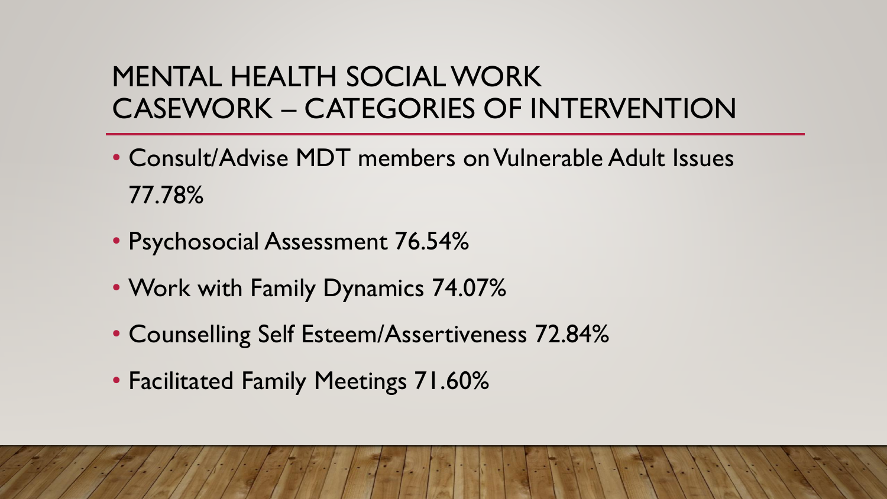# MENTAL HEALTH SOCIAL WORK CASEWORK – CATEGORIES OF INTERVENTION

- Consult/Advise MDT members on Vulnerable Adult Issues 77.78%
- Psychosocial Assessment 76.54%
- Work with Family Dynamics 74.07%
- Counselling Self Esteem/Assertiveness 72.84%
- Facilitated Family Meetings 71.60%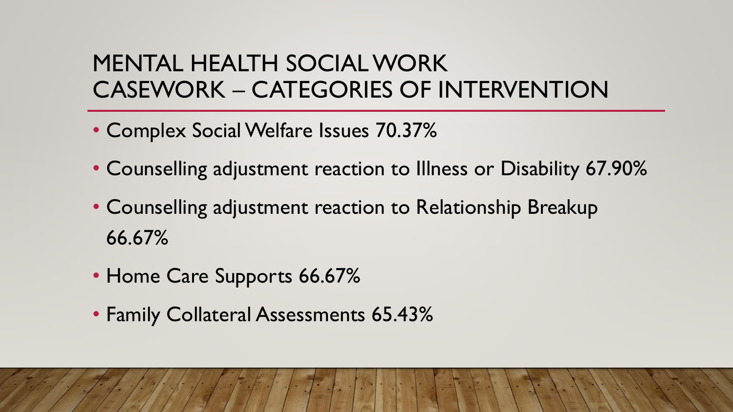# MENTAL HEALTH SOCIAL WORK CASEWORK – CATEGORIES OF INTERVENTION

- Complex Social Welfare Issues 70.37%
- Counselling adjustment reaction to Illness or Disability 67.90%
- Counselling adjustment reaction to Relationship Breakup 66.67%
- Home Care Supports 66.67%
- Family Collateral Assessments 65.43%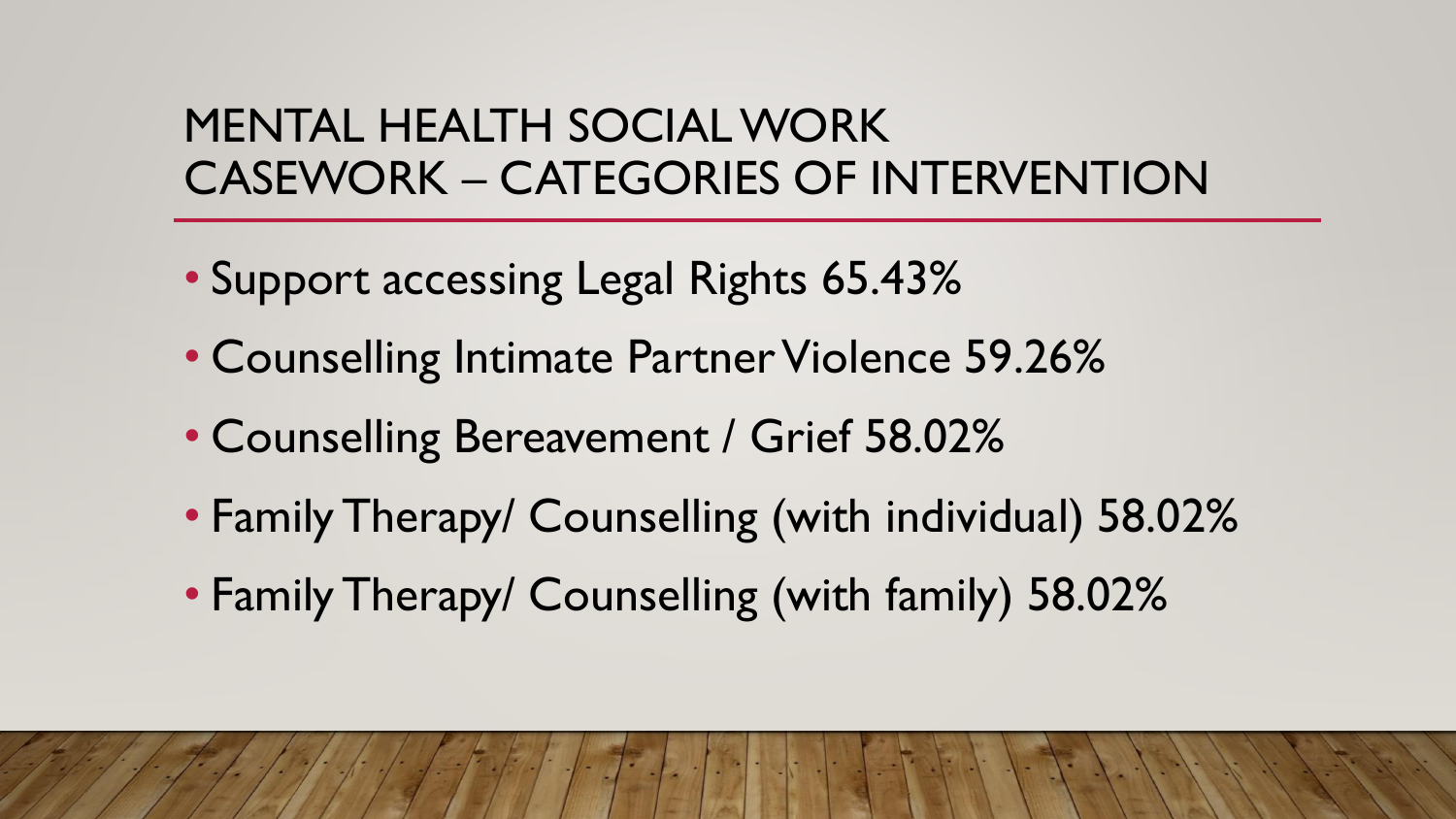# MENTAL HEALTH SOCIAL WORK CASEWORK – CATEGORIES OF INTERVENTION

- Support accessing Legal Rights 65.43%
- Counselling Intimate Partner Violence 59.26%
- Counselling Bereavement / Grief 58.02%
- Family Therapy/ Counselling (with individual) 58.02%
- Family Therapy/ Counselling (with family) 58.02%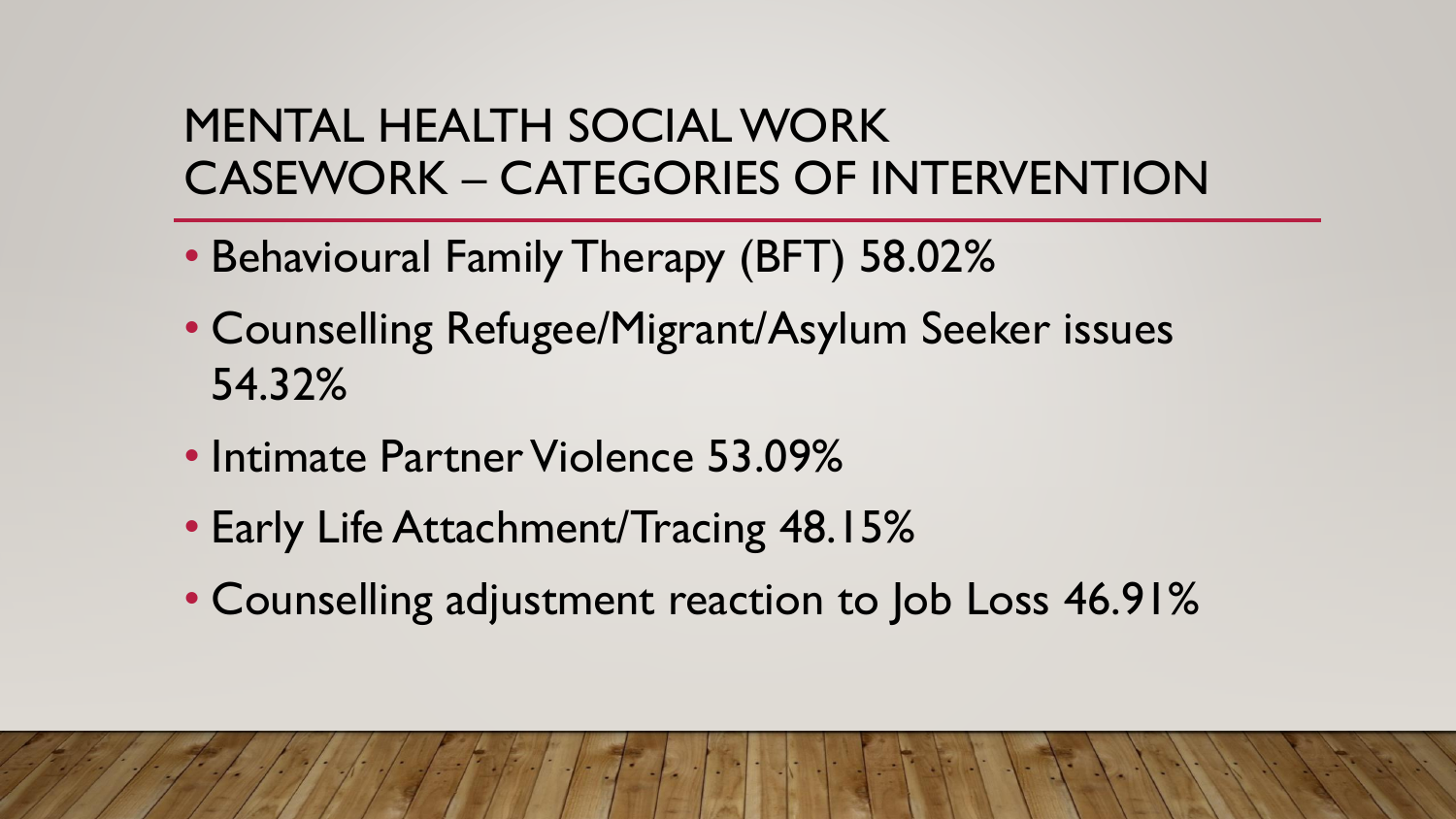# MENTAL HEALTH SOCIAL WORK CASEWORK – CATEGORIES OF INTERVENTION

- Behavioural Family Therapy (BFT) 58.02%
- Counselling Refugee/Migrant/Asylum Seeker issues 54.32%
- Intimate Partner Violence 53.09%
- Early Life Attachment/Tracing 48.15%
- Counselling adjustment reaction to Job Loss 46.91%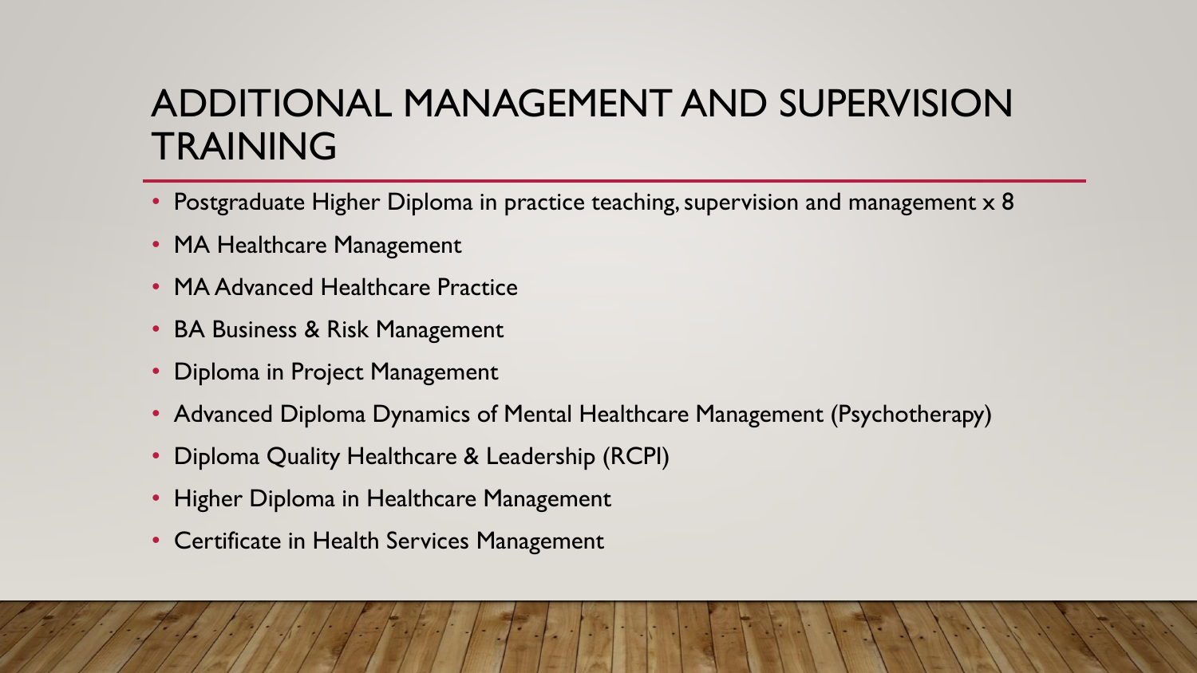# ADDITIONAL MANAGEMENT AND SUPERVISION TRAINING

- Postgraduate Higher Diploma in practice teaching, supervision and management x 8
- MA Healthcare Management
- MA Advanced Healthcare Practice
- BA Business & Risk Management
- Diploma in Project Management
- Advanced Diploma Dynamics of Mental Healthcare Management (Psychotherapy)
- Diploma Quality Healthcare & Leadership (RCPI)
- Higher Diploma in Healthcare Management
- Certificate in Health Services Management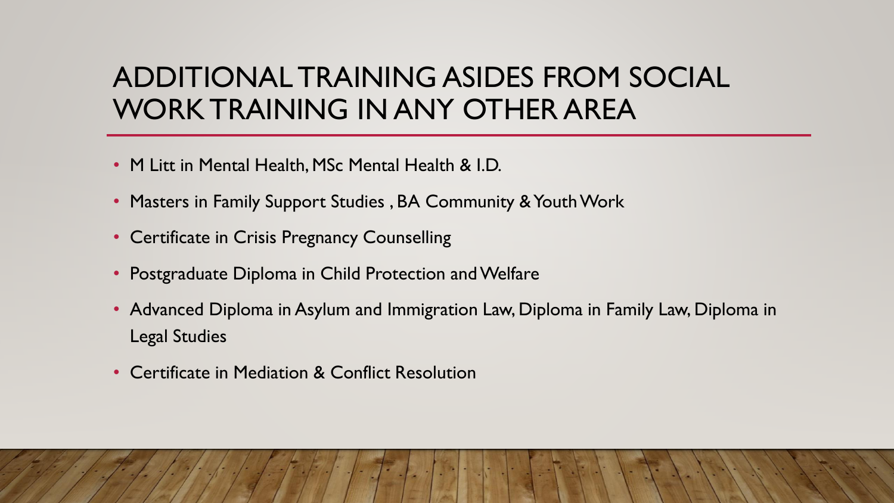# ADDITIONAL TRAINING ASIDES FROM SOCIAL WORK TRAINING IN ANY OTHER AREA

- M Litt in Mental Health, MSc Mental Health & I.D.
- Masters in Family Support Studies , BA Community & Youth Work
- Certificate in Crisis Pregnancy Counselling
- Postgraduate Diploma in Child Protection and Welfare
- Advanced Diploma in Asylum and Immigration Law, Diploma in Family Law, Diploma in Legal Studies
- Certificate in Mediation & Conflict Resolution